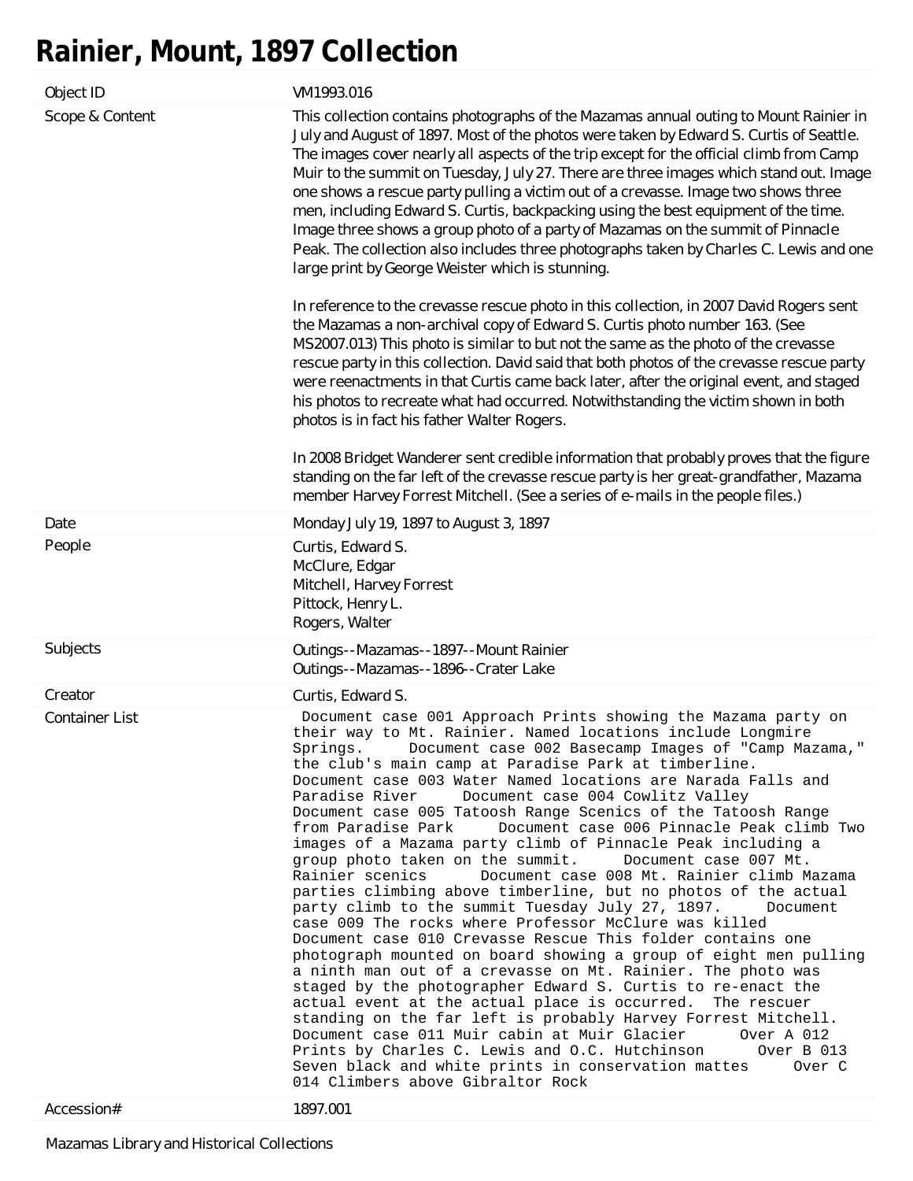# Rainier, Mount, 1897 Collection

| | |
|---|---|
| Object ID | VM1993.016 |
| Scope & Content | This collection contains photographs of the Mazamas annual outing to Mount Rainier in July and August of 1897. Most of the photos were taken by Edward S. Curtis of Seattle. The images cover nearly all aspects of the trip except for the official climb from Camp Muir to the summit on Tuesday, July 27. There are three images which stand out. Image one shows a rescue party pulling a victim out of a crevasse. Image two shows three men, including Edward S. Curtis, backpacking using the best equipment of the time. Image three shows a group photo of a party of Mazamas on the summit of Pinnacle Peak. The collection also includes three photographs taken by Charles C. Lewis and one large print by George Weister which is stunning.<br><br>In reference to the crevasse rescue photo in this collection, in 2007 David Rogers sent the Mazamas a non-archival copy of Edward S. Curtis photo number 163. (See MS2007.013) This photo is similar to but not the same as the photo of the crevasse rescue party in this collection. David said that both photos of the crevasse rescue party were reenactments in that Curtis came back later, after the original event, and staged his photos to recreate what had occurred. Notwithstanding the victim shown in both photos is in fact his father Walter Rogers.<br><br>In 2008 Bridget Wanderer sent credible information that probably proves that the figure standing on the far left of the crevasse rescue party is her great-grandfather, Mazama member Harvey Forrest Mitchell. (See a series of e-mails in the people files.) |
| Date | Monday July 19, 1897 to August 3, 1897 |
| People | Curtis, Edward S.<br>McClure, Edgar<br>Mitchell, Harvey Forrest<br>Pittock, Henry L.<br>Rogers, Walter |
| Subjects | Outings--Mazamas--1897--Mount Rainier<br>Outings--Mazamas--1896--Crater Lake |
| Creator | Curtis, Edward S. |
| Container List | Document case 001 Approach Prints showing the Mazama party on their way to Mt. Rainier. Named locations include Longmire Springs. Document case 002 Basecamp Images of "Camp Mazama," the club's main camp at Paradise Park at timberline. Document case 003 Water Named locations are Narada Falls and Paradise River Document case 004 Cowlitz Valley Document case 005 Tatoosh Range Scenics of the Tatoosh Range from Paradise Park Document case 006 Pinnacle Peak climb Two images of a Mazama party climb of Pinnacle Peak including a group photo taken on the summit. Document case 007 Mt. Rainier scenics Document case 008 Mt. Rainier climb Mazama parties climbing above timberline, but no photos of the actual party climb to the summit Tuesday July 27, 1897. Document case 009 The rocks where Professor McClure was killed Document case 010 Crevasse Rescue This folder contains one photograph mounted on board showing a group of eight men pulling a ninth man out of a crevasse on Mt. Rainier. The photo was staged by the photographer Edward S. Curtis to re-enact the actual event at the actual place is occurred. The rescuer standing on the far left is probably Harvey Forrest Mitchell. Document case 011 Muir cabin at Muir Glacier Over A 012 Prints by Charles C. Lewis and O.C. Hutchinson Over B 013 Seven black and white prints in conservation mattes Over C 014 Climbers above Gibraltor Rock |
| Accession# | 1897.001 |

Mazamas Library and Historical Collections